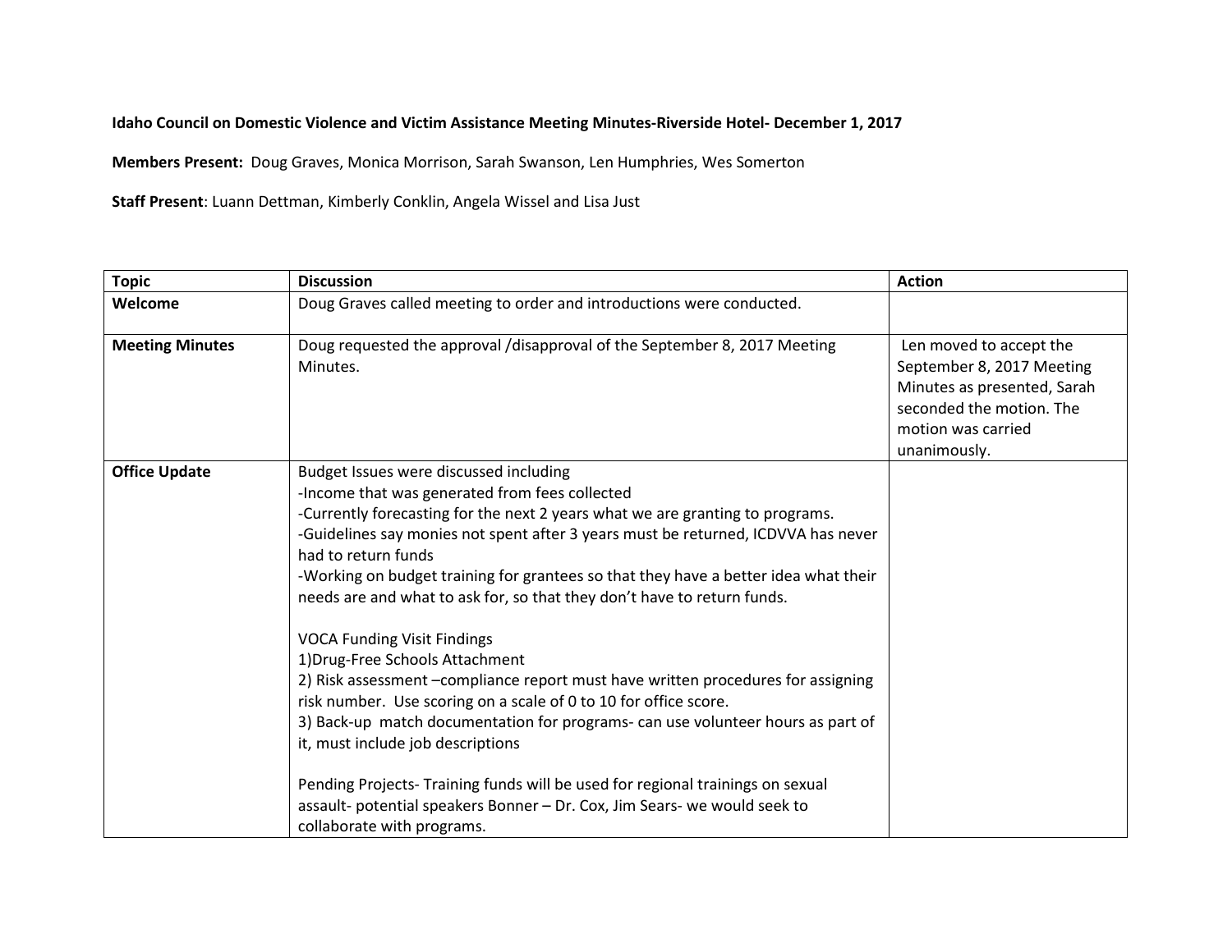**Idaho Council on Domestic Violence and Victim Assistance Meeting Minutes-Riverside Hotel- December 1, 2017**

**Members Present:** Doug Graves, Monica Morrison, Sarah Swanson, Len Humphries, Wes Somerton

**Staff Present**: Luann Dettman, Kimberly Conklin, Angela Wissel and Lisa Just

| Topic | Discussion | Action |
|---|---|---|
| **Welcome** | Doug Graves called meeting to order and introductions were conducted. | |
| **Meeting Minutes** | Doug requested the approval /disapproval of the September 8, 2017 Meeting Minutes. | Len moved to accept the September 8, 2017 Meeting Minutes as presented, Sarah seconded the motion. The motion was carried unanimously. |
| **Office Update** | Budget Issues were discussed including<br>-Income that was generated from fees collected<br>-Currently forecasting for the next 2 years what we are granting to programs.<br>-Guidelines say monies not spent after 3 years must be returned, ICDVVA has never had to return funds<br>-Working on budget training for grantees so that they have a better idea what their needs are and what to ask for, so that they don't have to return funds.<br><br>VOCA Funding Visit Findings<br>1)Drug-Free Schools Attachment<br>2) Risk assessment –compliance report must have written procedures for assigning risk number. Use scoring on a scale of 0 to 10 for office score.<br>3) Back-up match documentation for programs- can use volunteer hours as part of it, must include job descriptions<br><br>Pending Projects- Training funds will be used for regional trainings on sexual assault- potential speakers Bonner – Dr. Cox, Jim Sears- we would seek to collaborate with programs. | |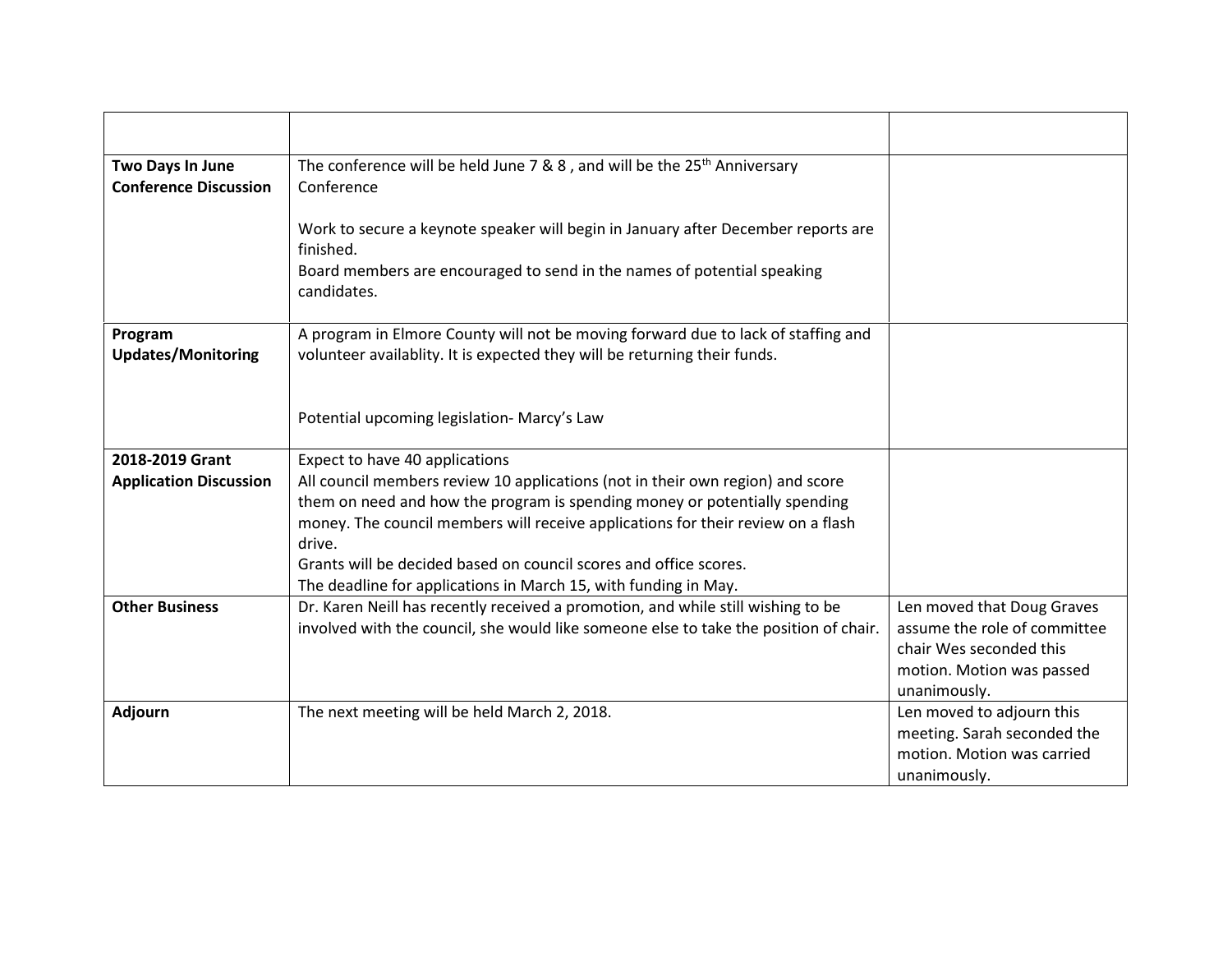| | | |
|---|---|---|
| **Two Days In June Conference Discussion** | The conference will be held June 7 & 8 , and will be the 25th Anniversary Conference<br><br>Work to secure a keynote speaker will begin in January after December reports are finished.<br>Board members are encouraged to send in the names of potential speaking candidates. | |
| **Program Updates/Monitoring** | A program in Elmore County will not be moving forward due to lack of staffing and volunteer availablity. It is expected they will be returning their funds.<br><br>Potential upcoming legislation- Marcy's Law | |
| **2018-2019 Grant Application Discussion** | Expect to have 40 applications<br>All council members review 10 applications (not in their own region) and score them on need and how the program is spending money or potentially spending money. The council members will receive applications for their review on a flash drive.<br>Grants will be decided based on council scores and office scores.<br>The deadline for applications in March 15, with funding in May. | |
| **Other Business** | Dr. Karen Neill has recently received a promotion, and while still wishing to be involved with the council, she would like someone else to take the position of chair. | Len moved that Doug Graves assume the role of committee chair Wes seconded this motion. Motion was passed unanimously. |
| **Adjourn** | The next meeting will be held March 2, 2018. | Len moved to adjourn this meeting. Sarah seconded the motion. Motion was carried unanimously. |